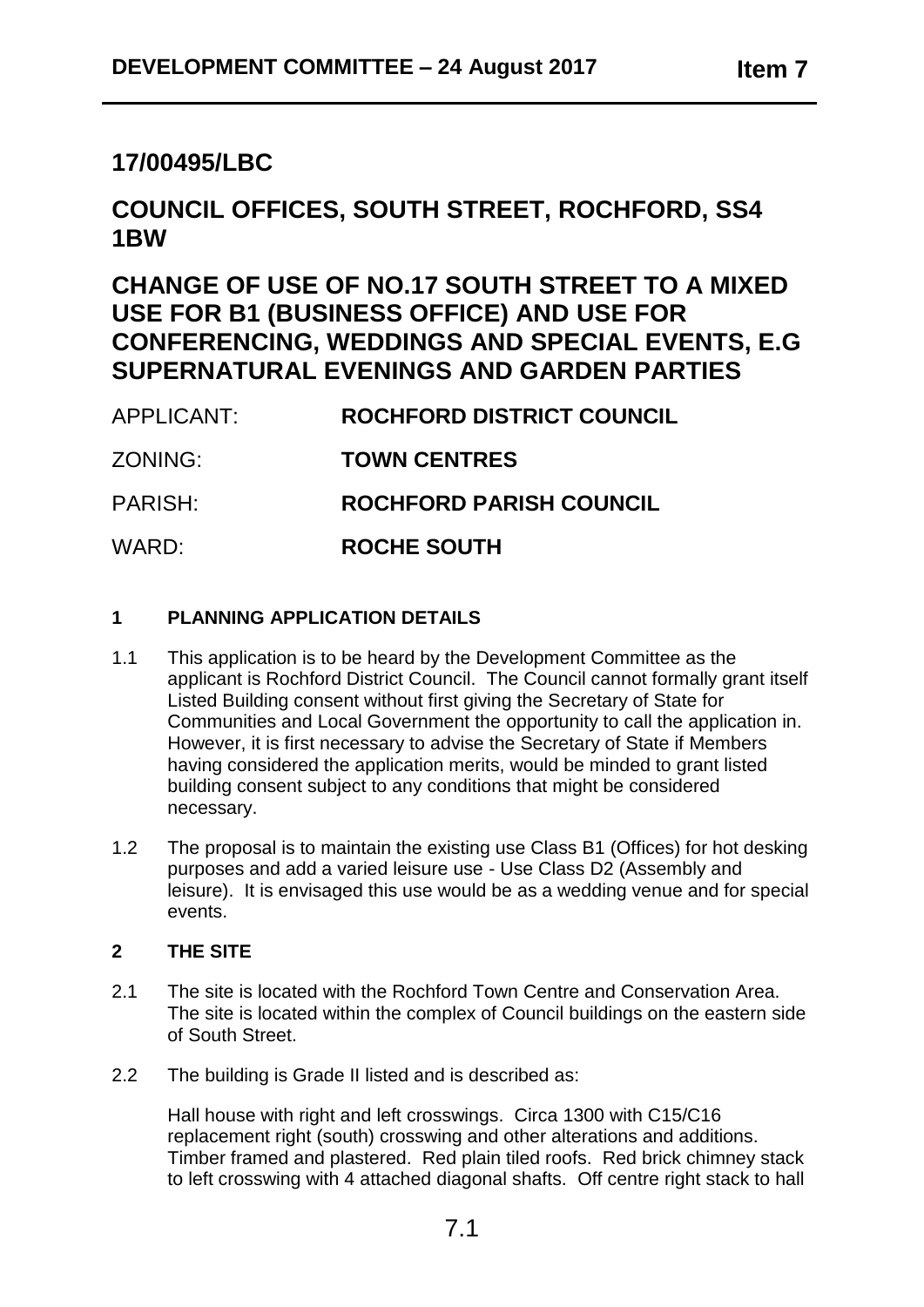# 17/00495/LBC

# COUNCIL OFFICES, SOUTH STREET, ROCHFORD, SS4 1BW

# CHANGE OF USE OF NO.17 SOUTH STREET TO A MIXED USE FOR B1 (BUSINESS OFFICE) AND USE FOR CONFERENCING, WEDDINGS AND SPECIAL EVENTS, E.G SUPERNATURAL EVENINGS AND GARDEN PARTIES

APPLICANT: **ROCHFORD DISTRICT COUNCIL**

ZONING: **TOWN CENTRES**

PARISH: **ROCHFORD PARISH COUNCIL**

WARD: **ROCHE SOUTH**

## 1 PLANNING APPLICATION DETAILS

1.1 This application is to be heard by the Development Committee as the applicant is Rochford District Council. The Council cannot formally grant itself Listed Building consent without first giving the Secretary of State for Communities and Local Government the opportunity to call the application in. However, it is first necessary to advise the Secretary of State if Members having considered the application merits, would be minded to grant listed building consent subject to any conditions that might be considered necessary.

1.2 The proposal is to maintain the existing use Class B1 (Offices) for hot desking purposes and add a varied leisure use - Use Class D2 (Assembly and leisure). It is envisaged this use would be as a wedding venue and for special events.

## 2 THE SITE

2.1 The site is located with the Rochford Town Centre and Conservation Area. The site is located within the complex of Council buildings on the eastern side of South Street.

2.2 The building is Grade II listed and is described as:

Hall house with right and left crosswings. Circa 1300 with C15/C16 replacement right (south) crosswing and other alterations and additions. Timber framed and plastered. Red plain tiled roofs. Red brick chimney stack to left crosswing with 4 attached diagonal shafts. Off centre right stack to hall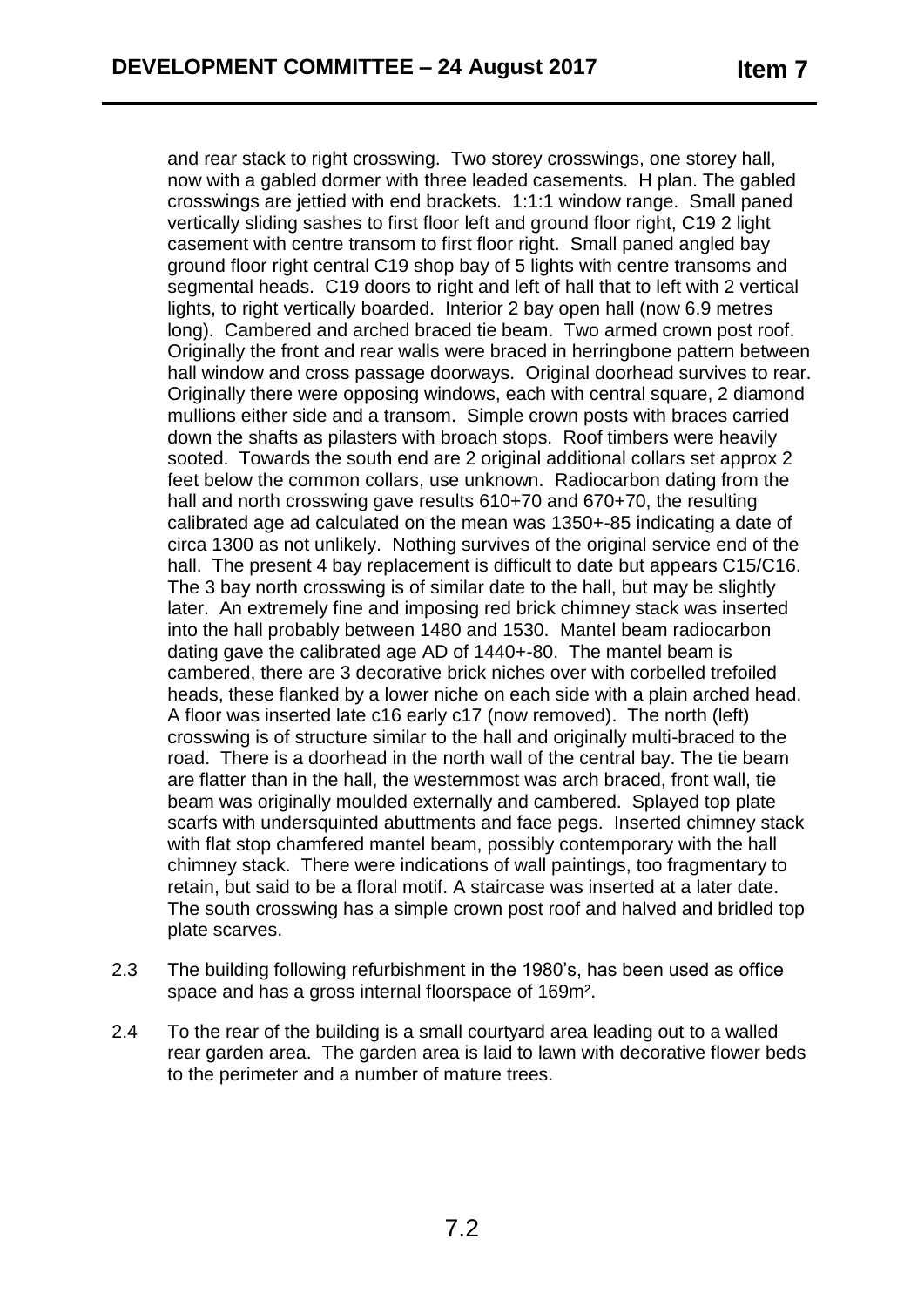and rear stack to right crosswing. Two storey crosswings, one storey hall, now with a gabled dormer with three leaded casements. H plan. The gabled crosswings are jettied with end brackets. 1:1:1 window range. Small paned vertically sliding sashes to first floor left and ground floor right, C19 2 light casement with centre transom to first floor right. Small paned angled bay ground floor right central C19 shop bay of 5 lights with centre transoms and segmental heads. C19 doors to right and left of hall that to left with 2 vertical lights, to right vertically boarded. Interior 2 bay open hall (now 6.9 metres long). Cambered and arched braced tie beam. Two armed crown post roof. Originally the front and rear walls were braced in herringbone pattern between hall window and cross passage doorways. Original doorhead survives to rear. Originally there were opposing windows, each with central square, 2 diamond mullions either side and a transom. Simple crown posts with braces carried down the shafts as pilasters with broach stops. Roof timbers were heavily sooted. Towards the south end are 2 original additional collars set approx 2 feet below the common collars, use unknown. Radiocarbon dating from the hall and north crosswing gave results 610+70 and 670+70, the resulting calibrated age ad calculated on the mean was 1350+-85 indicating a date of circa 1300 as not unlikely. Nothing survives of the original service end of the hall. The present 4 bay replacement is difficult to date but appears C15/C16. The 3 bay north crosswing is of similar date to the hall, but may be slightly later. An extremely fine and imposing red brick chimney stack was inserted into the hall probably between 1480 and 1530. Mantel beam radiocarbon dating gave the calibrated age AD of 1440+-80. The mantel beam is cambered, there are 3 decorative brick niches over with corbelled trefoiled heads, these flanked by a lower niche on each side with a plain arched head. A floor was inserted late c16 early c17 (now removed). The north (left) crosswing is of structure similar to the hall and originally multi-braced to the road. There is a doorhead in the north wall of the central bay. The tie beam are flatter than in the hall, the westernmost was arch braced, front wall, tie beam was originally moulded externally and cambered. Splayed top plate scarfs with undersquinted abuttments and face pegs. Inserted chimney stack with flat stop chamfered mantel beam, possibly contemporary with the hall chimney stack. There were indications of wall paintings, too fragmentary to retain, but said to be a floral motif. A staircase was inserted at a later date. The south crosswing has a simple crown post roof and halved and bridled top plate scarves.

2.3 The building following refurbishment in the 1980's, has been used as office space and has a gross internal floorspace of 169m².

2.4 To the rear of the building is a small courtyard area leading out to a walled rear garden area. The garden area is laid to lawn with decorative flower beds to the perimeter and a number of mature trees.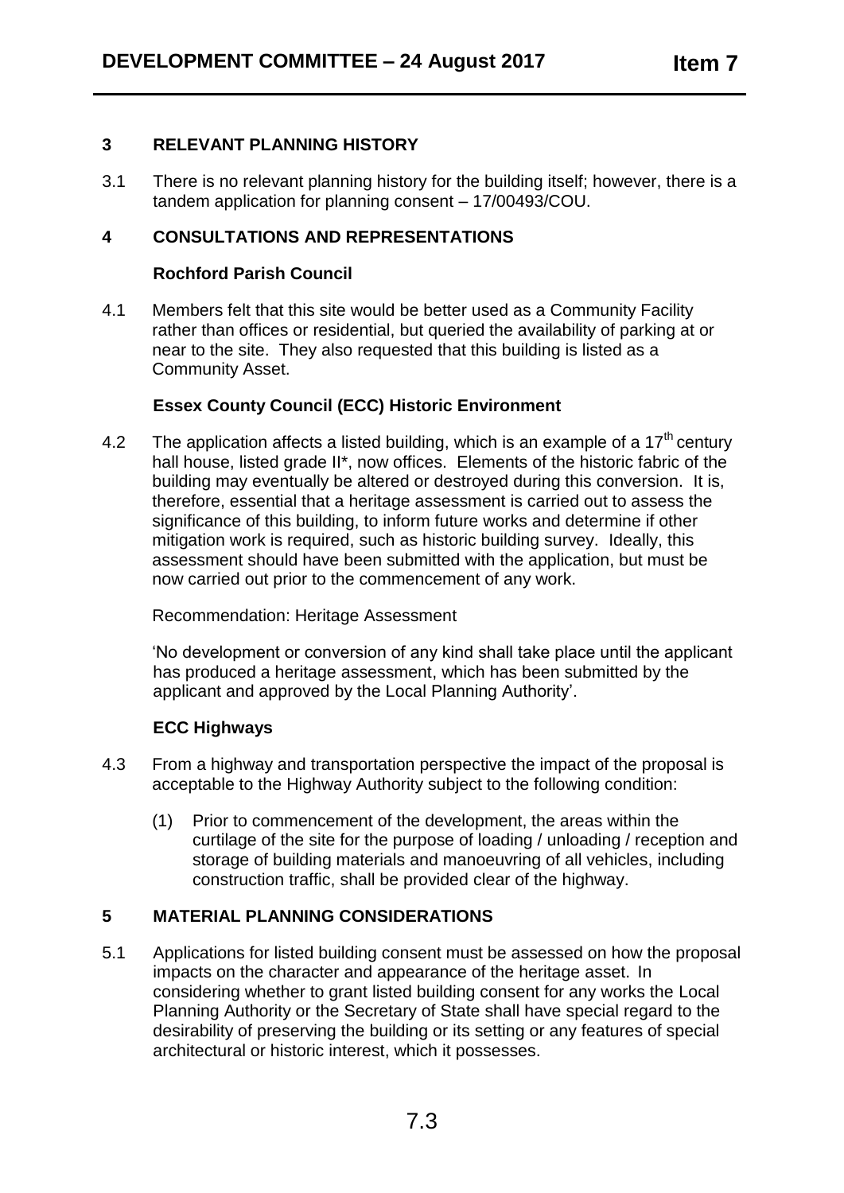## 3 RELEVANT PLANNING HISTORY

3.1 There is no relevant planning history for the building itself; however, there is a tandem application for planning consent – 17/00493/COU.

## 4 CONSULTATIONS AND REPRESENTATIONS

**Rochford Parish Council**

4.1 Members felt that this site would be better used as a Community Facility rather than offices or residential, but queried the availability of parking at or near to the site. They also requested that this building is listed as a Community Asset.

**Essex County Council (ECC) Historic Environment**

4.2 The application affects a listed building, which is an example of a 17th century hall house, listed grade II*, now offices. Elements of the historic fabric of the building may eventually be altered or destroyed during this conversion. It is, therefore, essential that a heritage assessment is carried out to assess the significance of this building, to inform future works and determine if other mitigation work is required, such as historic building survey. Ideally, this assessment should have been submitted with the application, but must be now carried out prior to the commencement of any work.

Recommendation: Heritage Assessment

'No development or conversion of any kind shall take place until the applicant has produced a heritage assessment, which has been submitted by the applicant and approved by the Local Planning Authority'.

**ECC Highways**

4.3 From a highway and transportation perspective the impact of the proposal is acceptable to the Highway Authority subject to the following condition:

(1) Prior to commencement of the development, the areas within the curtilage of the site for the purpose of loading / unloading / reception and storage of building materials and manoeuvring of all vehicles, including construction traffic, shall be provided clear of the highway.

## 5 MATERIAL PLANNING CONSIDERATIONS

5.1 Applications for listed building consent must be assessed on how the proposal impacts on the character and appearance of the heritage asset. In considering whether to grant listed building consent for any works the Local Planning Authority or the Secretary of State shall have special regard to the desirability of preserving the building or its setting or any features of special architectural or historic interest, which it possesses.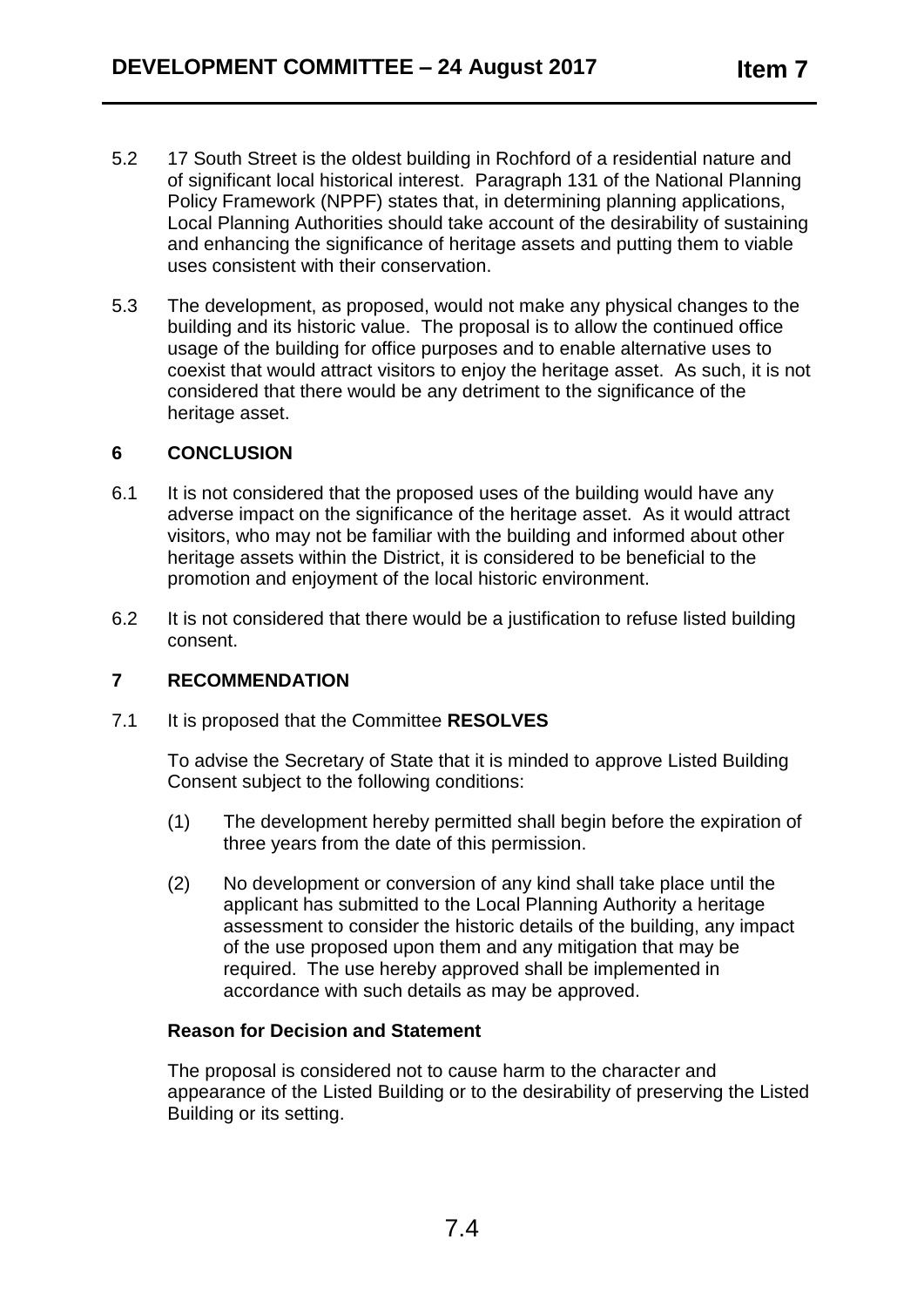5.2 17 South Street is the oldest building in Rochford of a residential nature and of significant local historical interest. Paragraph 131 of the National Planning Policy Framework (NPPF) states that, in determining planning applications, Local Planning Authorities should take account of the desirability of sustaining and enhancing the significance of heritage assets and putting them to viable uses consistent with their conservation.

5.3 The development, as proposed, would not make any physical changes to the building and its historic value. The proposal is to allow the continued office usage of the building for office purposes and to enable alternative uses to coexist that would attract visitors to enjoy the heritage asset. As such, it is not considered that there would be any detriment to the significance of the heritage asset.

## 6 CONCLUSION

6.1 It is not considered that the proposed uses of the building would have any adverse impact on the significance of the heritage asset. As it would attract visitors, who may not be familiar with the building and informed about other heritage assets within the District, it is considered to be beneficial to the promotion and enjoyment of the local historic environment.

6.2 It is not considered that there would be a justification to refuse listed building consent.

## 7 RECOMMENDATION

7.1 It is proposed that the Committee **RESOLVES**

To advise the Secretary of State that it is minded to approve Listed Building Consent subject to the following conditions:

(1) The development hereby permitted shall begin before the expiration of three years from the date of this permission.

(2) No development or conversion of any kind shall take place until the applicant has submitted to the Local Planning Authority a heritage assessment to consider the historic details of the building, any impact of the use proposed upon them and any mitigation that may be required. The use hereby approved shall be implemented in accordance with such details as may be approved.

**Reason for Decision and Statement**

The proposal is considered not to cause harm to the character and appearance of the Listed Building or to the desirability of preserving the Listed Building or its setting.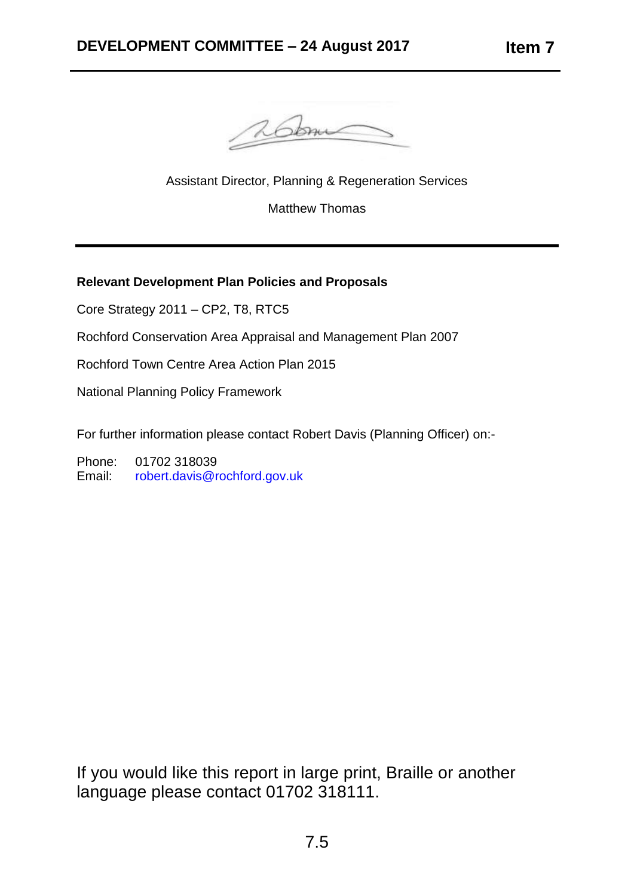Assistant Director, Planning & Regeneration Services

Matthew Thomas

---

**Relevant Development Plan Policies and Proposals**

Core Strategy 2011 – CP2, T8, RTC5

Rochford Conservation Area Appraisal and Management Plan 2007

Rochford Town Centre Area Action Plan 2015

National Planning Policy Framework

For further information please contact Robert Davis (Planning Officer) on:-

Phone: 01702 318039
Email: robert.davis@rochford.gov.uk

If you would like this report in large print, Braille or another language please contact 01702 318111.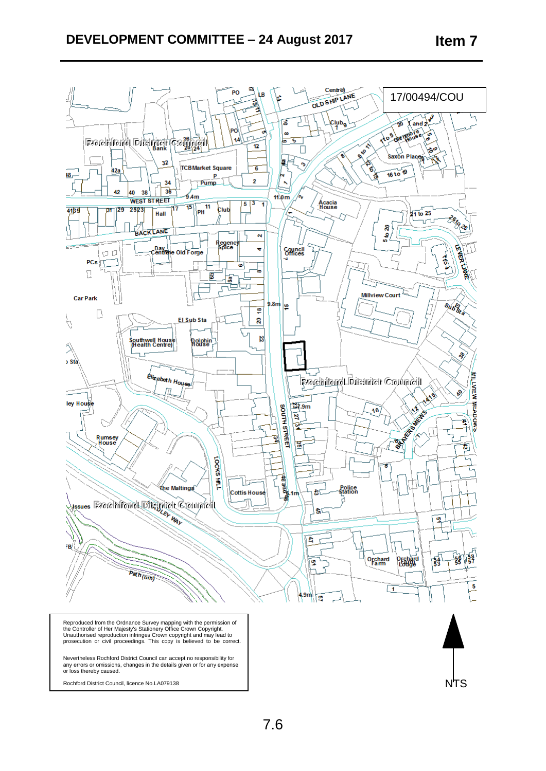# DEVELOPMENT COMMITTEE – 24 August 2017

**Item 7**

17/00494/COU

Reproduced from the Ordnance Survey mapping with the permission of the Controller of Her Majesty's Stationery Office Crown Copyright. Unauthorised reproduction infringes Crown copyright and may lead to prosecution or civil proceedings. This copy is believed to be correct.

Nevertheless Rochford District Council can accept no responsibility for any errors or omissions, changes in the details given or for any expense or loss thereby caused.

Rochford District Council, licence No.LA079138

NTS